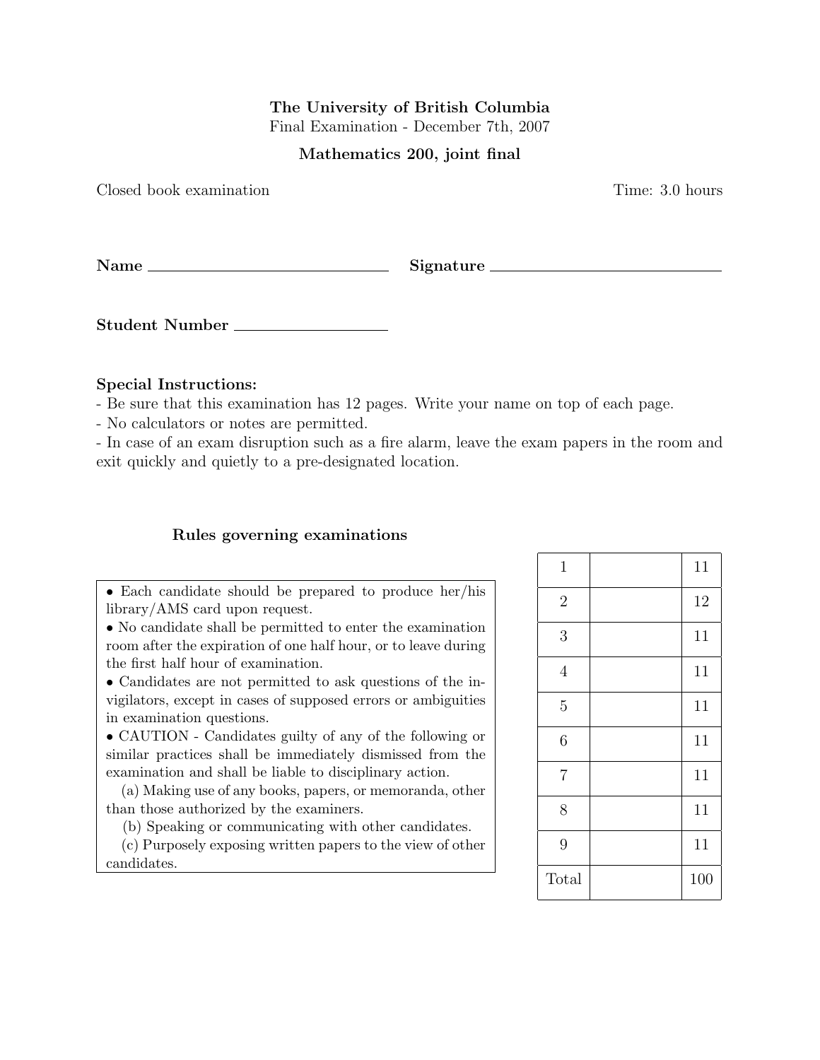**The University of British Columbia**
Final Examination - December 7th, 2007

**Mathematics 200, joint final**

Closed book examination Time: 3.0 hours

**Name** \_\_\_\_\_\_\_\_\_\_\_\_\_\_\_\_\_\_\_\_\_\_\_\_\_\_\_\_\_\_ **Signature** \_\_\_\_\_\_\_\_\_\_\_\_\_\_\_\_\_\_\_\_\_\_\_\_\_\_\_\_\_\_

**Student Number** \_\_\_\_\_\_\_\_\_\_\_\_\_\_\_\_\_\_\_\_

**Special Instructions:**

- Be sure that this examination has 12 pages. Write your name on top of each page.
- No calculators or notes are permitted.
- In case of an exam disruption such as a fire alarm, leave the exam papers in the room and exit quickly and quietly to a pre-designated location.

**Rules governing examinations**

- Each candidate should be prepared to produce her/his library/AMS card upon request.
- No candidate shall be permitted to enter the examination room after the expiration of one half hour, or to leave during the first half hour of examination.
- Candidates are not permitted to ask questions of the invigilators, except in cases of supposed errors or ambiguities in examination questions.
- CAUTION - Candidates guilty of any of the following or similar practices shall be immediately dismissed from the examination and shall be liable to disciplinary action.

  (a) Making use of any books, papers, or memoranda, other than those authorized by the examiners.

  (b) Speaking or communicating with other candidates.

  (c) Purposely exposing written papers to the view of other candidates.

| | | |
|---|---|---|
| 1 | | 11 |
| 2 | | 12 |
| 3 | | 11 |
| 4 | | 11 |
| 5 | | 11 |
| 6 | | 11 |
| 7 | | 11 |
| 8 | | 11 |
| 9 | | 11 |
| Total | | 100 |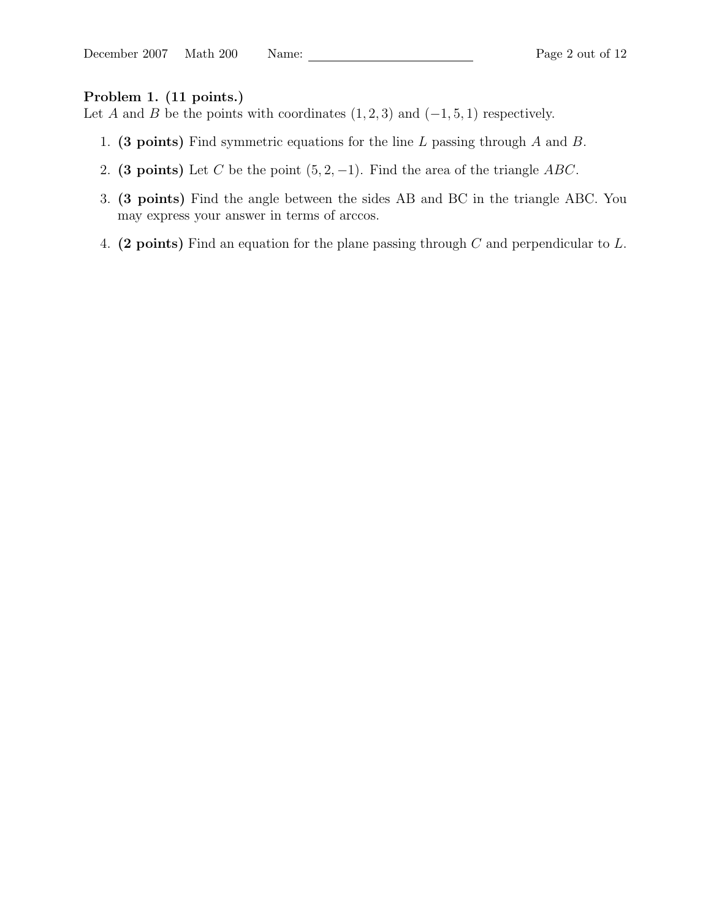**Problem 1. (11 points.)**
Let $A$ and $B$ be the points with coordinates $(1, 2, 3)$ and $(-1, 5, 1)$ respectively.

1. **(3 points)** Find symmetric equations for the line $L$ passing through $A$ and $B$.
2. **(3 points)** Let $C$ be the point $(5, 2, -1)$. Find the area of the triangle $ABC$.
3. **(3 points)** Find the angle between the sides AB and BC in the triangle ABC. You may express your answer in terms of arccos.
4. **(2 points)** Find an equation for the plane passing through $C$ and perpendicular to $L$.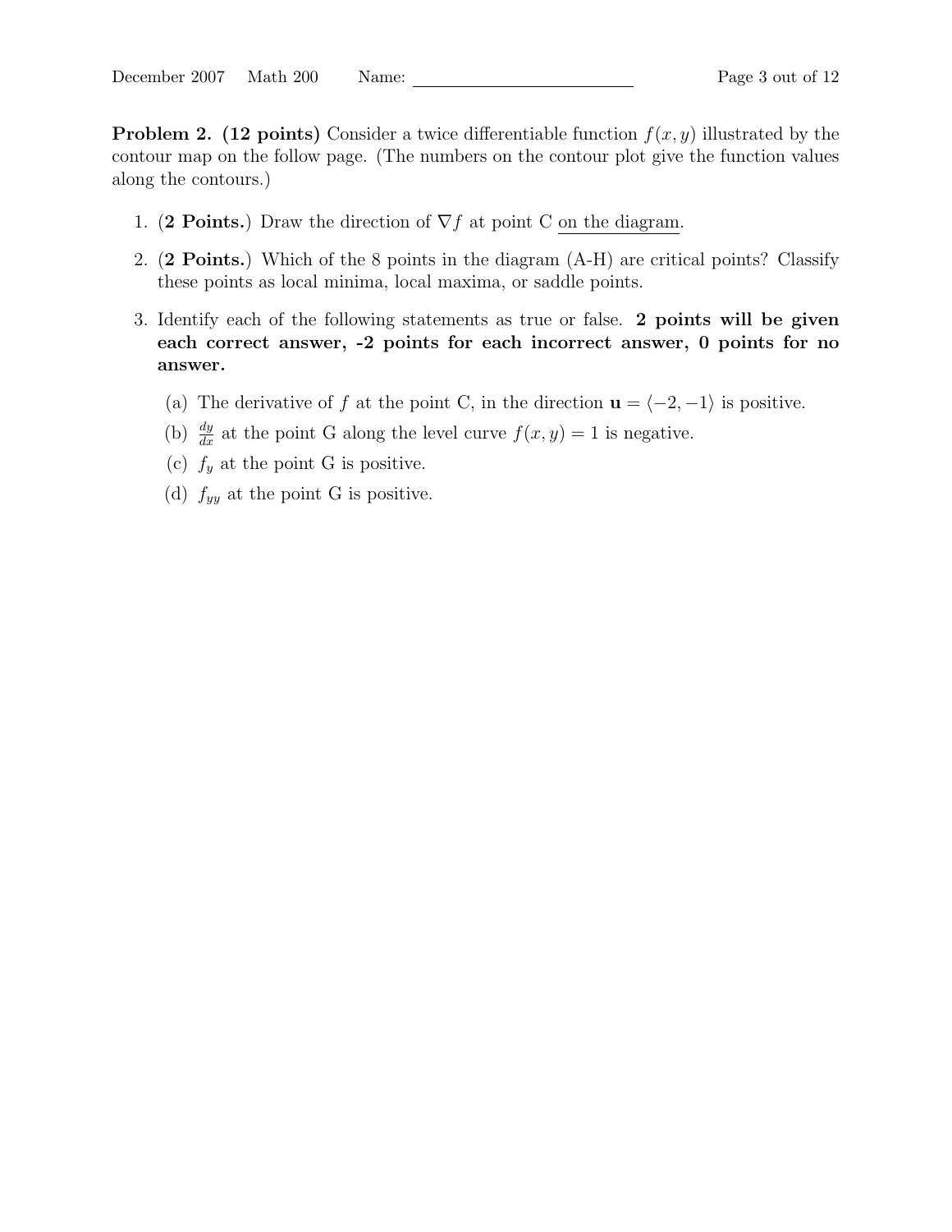**Problem 2. (12 points)** Consider a twice differentiable function $f(x, y)$ illustrated by the contour map on the follow page. (The numbers on the contour plot give the function values along the contours.)

1. (**2 Points.**) Draw the direction of $\nabla f$ at point C on the diagram.
2. (**2 Points.**) Which of the 8 points in the diagram (A-H) are critical points? Classify these points as local minima, local maxima, or saddle points.
3. Identify each of the following statements as true or false. **2 points will be given each correct answer, -2 points for each incorrect answer, 0 points for no answer.**
   (a) The derivative of $f$ at the point C, in the direction $\mathbf{u} = \langle -2, -1 \rangle$ is positive.
   (b) $\frac{dy}{dx}$ at the point G along the level curve $f(x, y) = 1$ is negative.
   (c) $f_y$ at the point G is positive.
   (d) $f_{yy}$ at the point G is positive.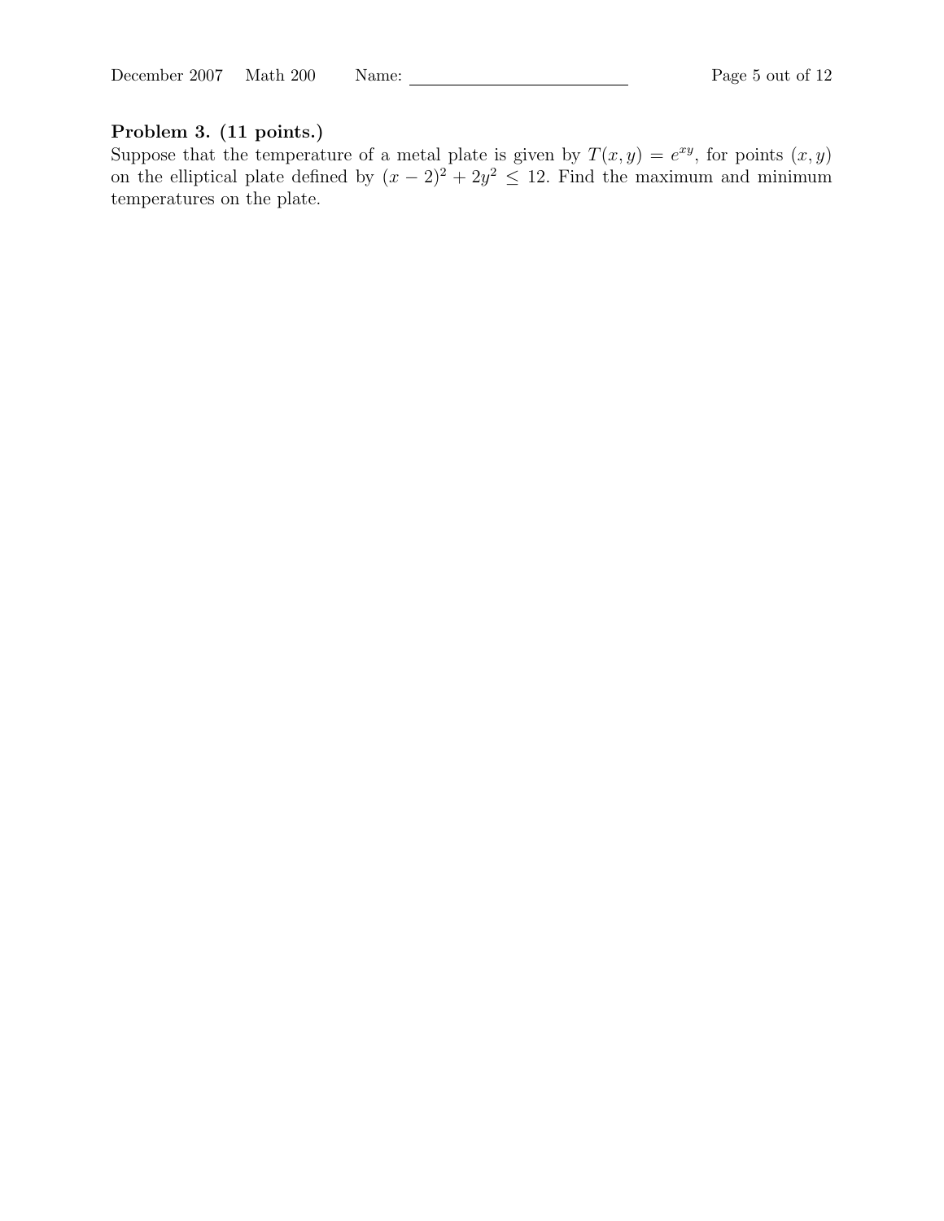**Problem 3. (11 points.)**

Suppose that the temperature of a metal plate is given by $T(x, y) = e^{xy}$, for points $(x, y)$ on the elliptical plate defined by $(x - 2)^2 + 2y^2 \leq 12$. Find the maximum and minimum temperatures on the plate.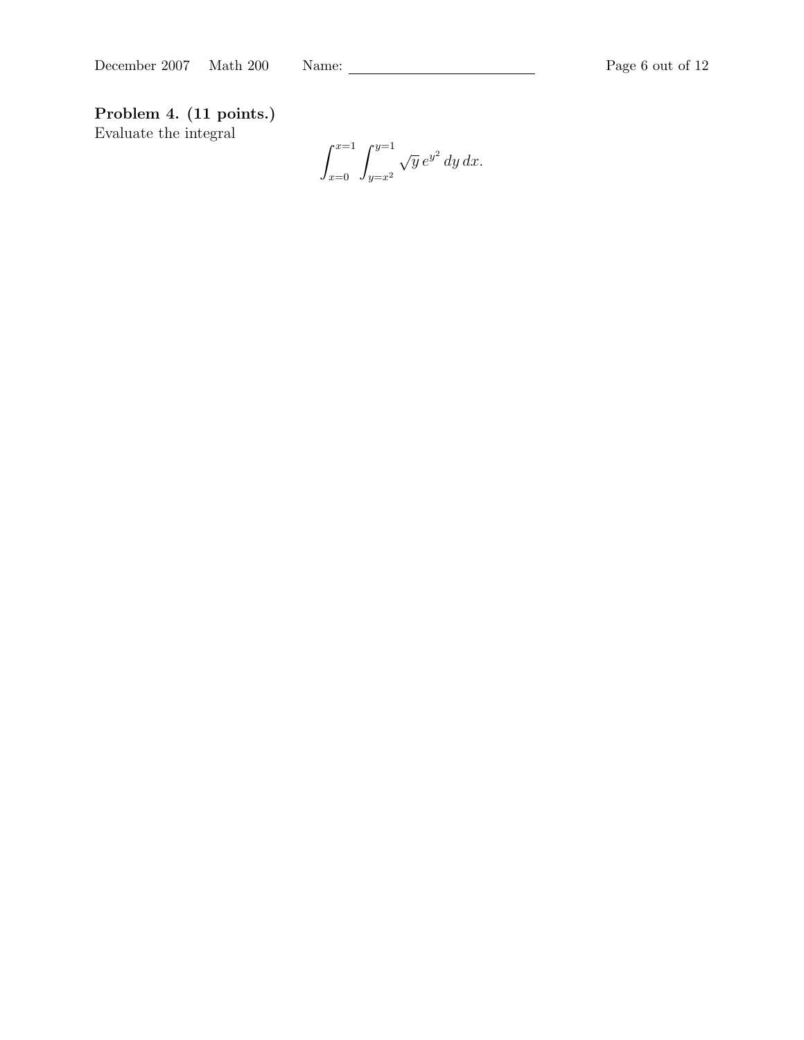**Problem 4. (11 points.)**
Evaluate the integral

$$\int_{x=0}^{x=1} \int_{y=x^2}^{y=1} \sqrt{y}\, e^{y^2}\, dy\, dx.$$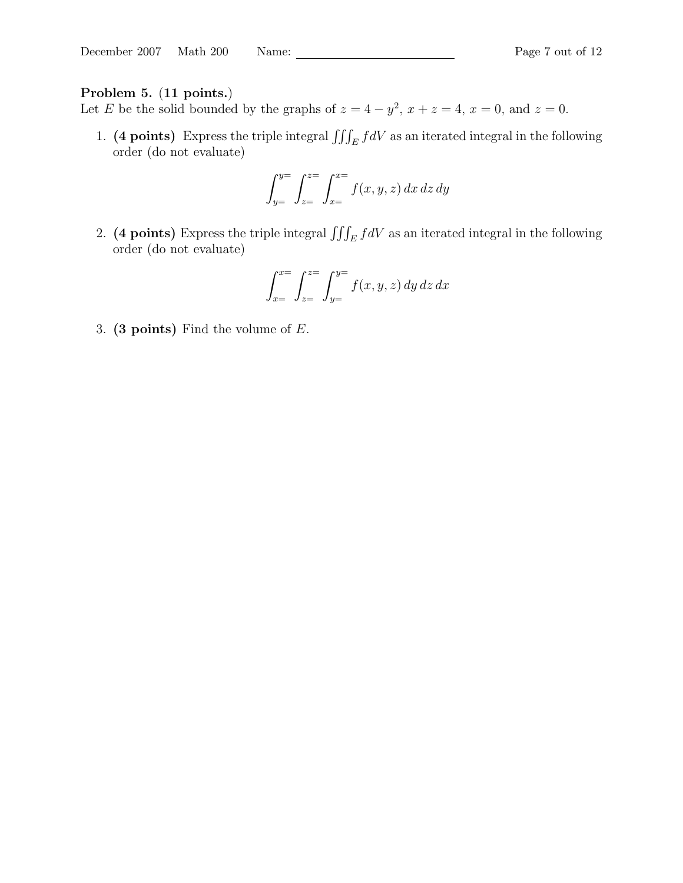**Problem 5.** (**11 points.**)
Let $E$ be the solid bounded by the graphs of $z = 4 - y^2$, $x + z = 4$, $x = 0$, and $z = 0$.

1. **(4 points)** Express the triple integral $\iiint_E f dV$ as an iterated integral in the following order (do not evaluate)

$$\int_{y=}^{y=} \int_{z=}^{z=} \int_{x=}^{x=} f(x, y, z)\, dx\, dz\, dy$$

2. **(4 points)** Express the triple integral $\iiint_E f dV$ as an iterated integral in the following order (do not evaluate)

$$\int_{x=}^{x=} \int_{z=}^{z=} \int_{y=}^{y=} f(x, y, z)\, dy\, dz\, dx$$

3. **(3 points)** Find the volume of $E$.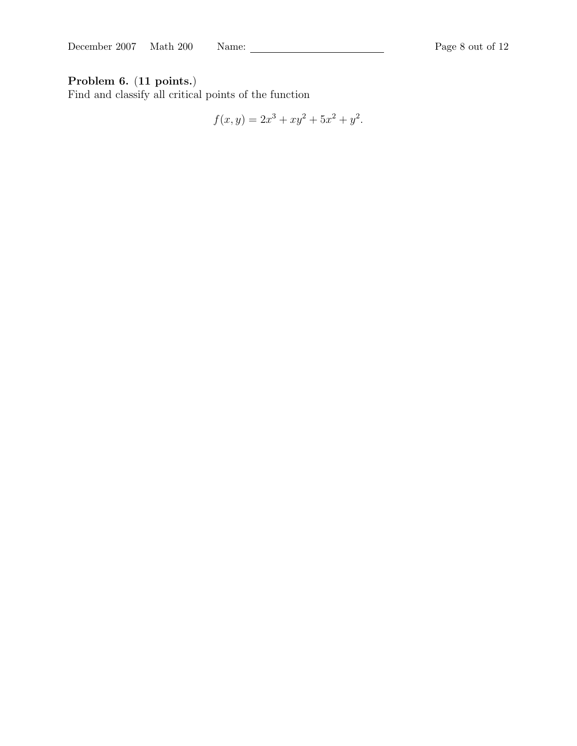**Problem 6. (11 points.)**
Find and classify all critical points of the function

$$f(x, y) = 2x^3 + xy^2 + 5x^2 + y^2.$$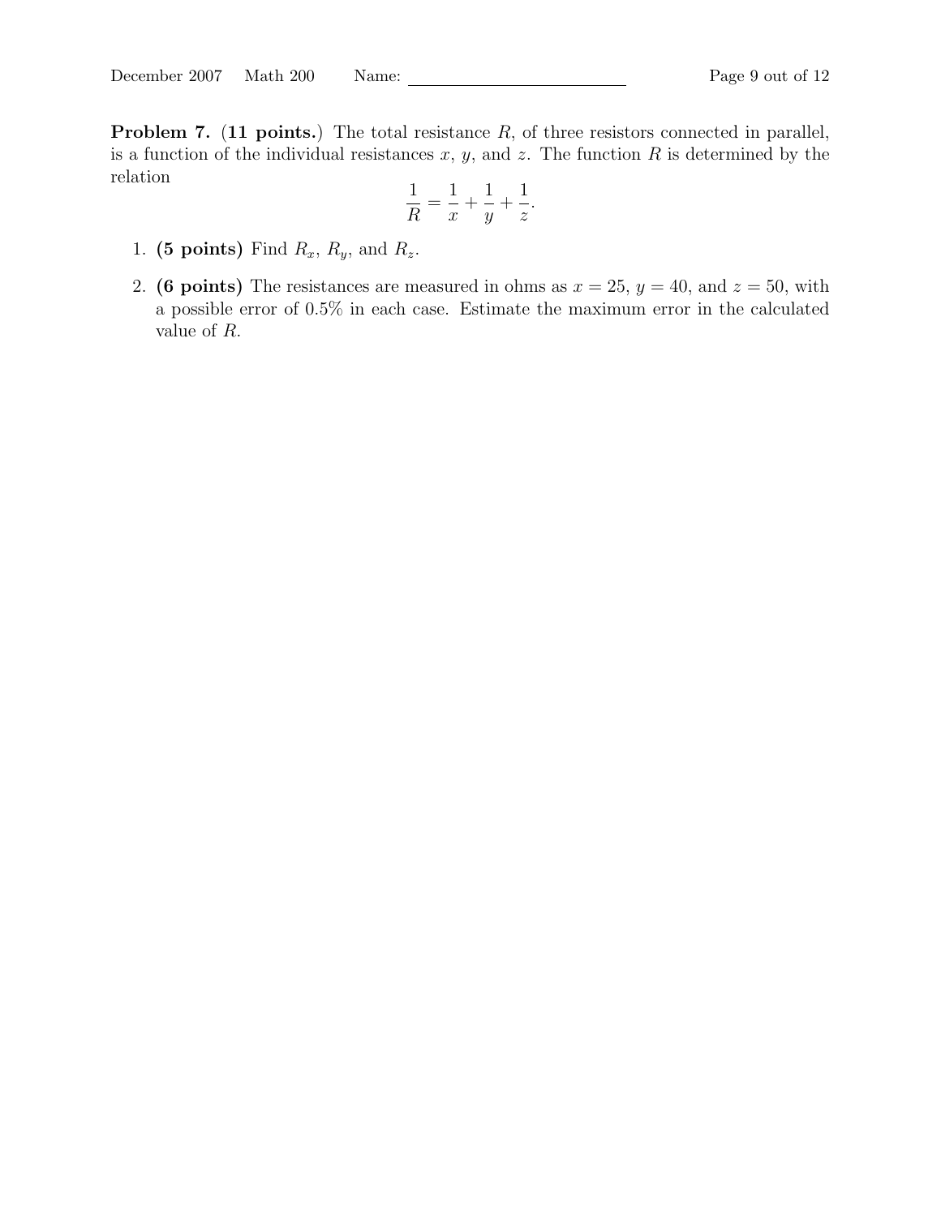**Problem 7.** (**11 points.**) The total resistance $R$, of three resistors connected in parallel, is a function of the individual resistances $x$, $y$, and $z$. The function $R$ is determined by the relation

$$\frac{1}{R} = \frac{1}{x} + \frac{1}{y} + \frac{1}{z}.$$

1. **(5 points)** Find $R_x$, $R_y$, and $R_z$.
2. **(6 points)** The resistances are measured in ohms as $x = 25$, $y = 40$, and $z = 50$, with a possible error of 0.5% in each case. Estimate the maximum error in the calculated value of $R$.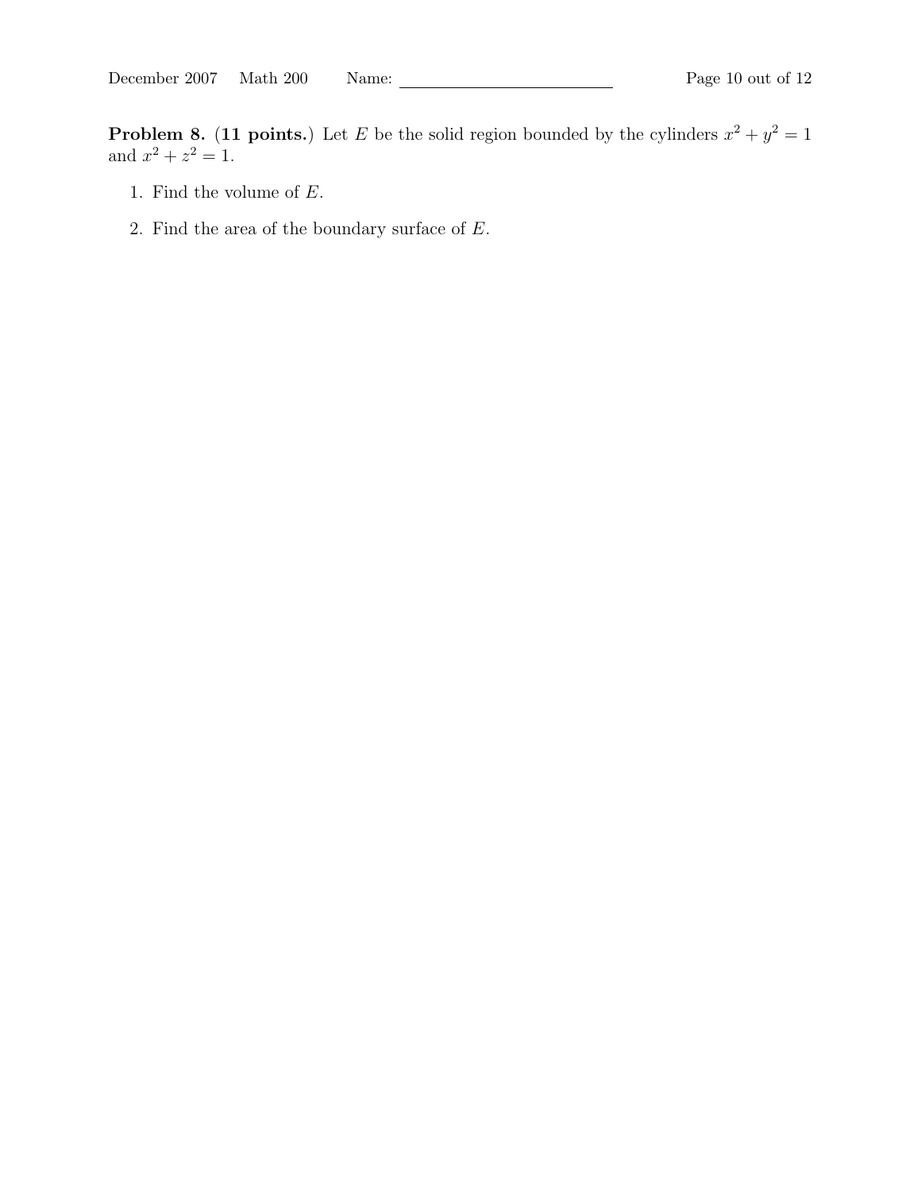**Problem 8.** (**11 points.**) Let $E$ be the solid region bounded by the cylinders $x^2 + y^2 = 1$ and $x^2 + z^2 = 1$.

1. Find the volume of $E$.

2. Find the area of the boundary surface of $E$.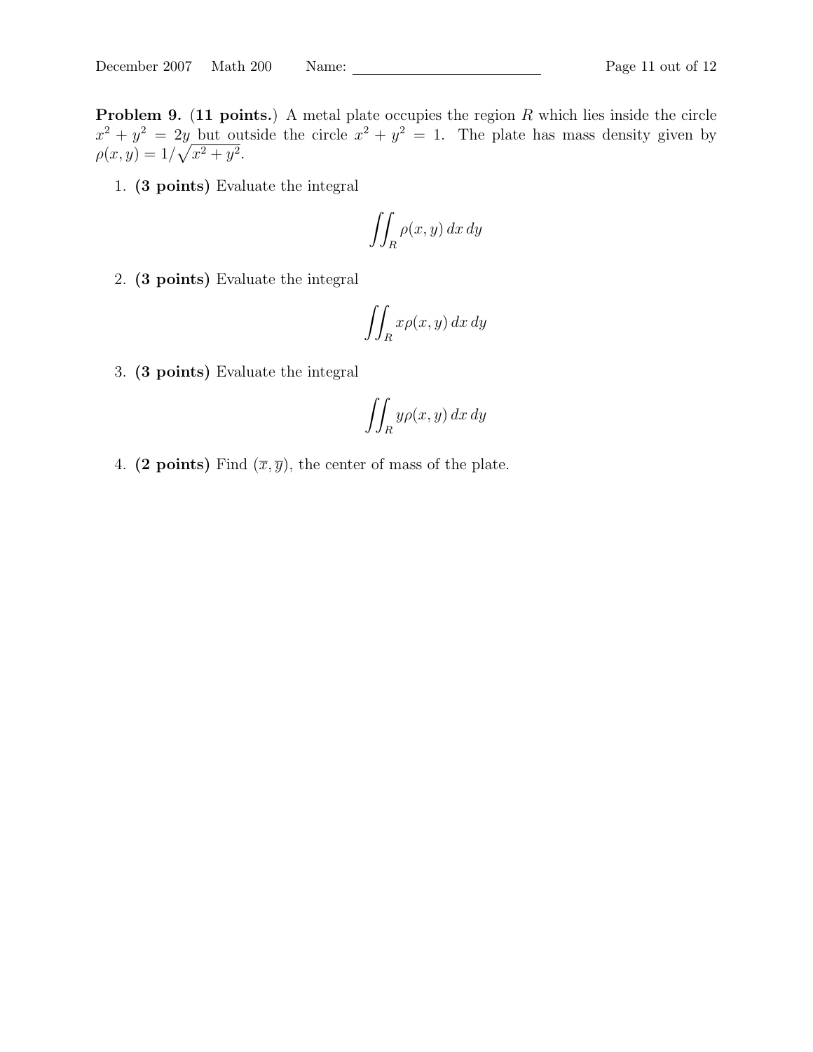**Problem 9.** (**11 points.**) A metal plate occupies the region $R$ which lies inside the circle $x^2 + y^2 = 2y$ but outside the circle $x^2 + y^2 = 1$. The plate has mass density given by $\rho(x, y) = 1/\sqrt{x^2 + y^2}$.

1. **(3 points)** Evaluate the integral

$$\iint_R \rho(x, y)\, dx\, dy$$

2. **(3 points)** Evaluate the integral

$$\iint_R x\rho(x, y)\, dx\, dy$$

3. **(3 points)** Evaluate the integral

$$\iint_R y\rho(x, y)\, dx\, dy$$

4. **(2 points)** Find $(\overline{x}, \overline{y})$, the center of mass of the plate.